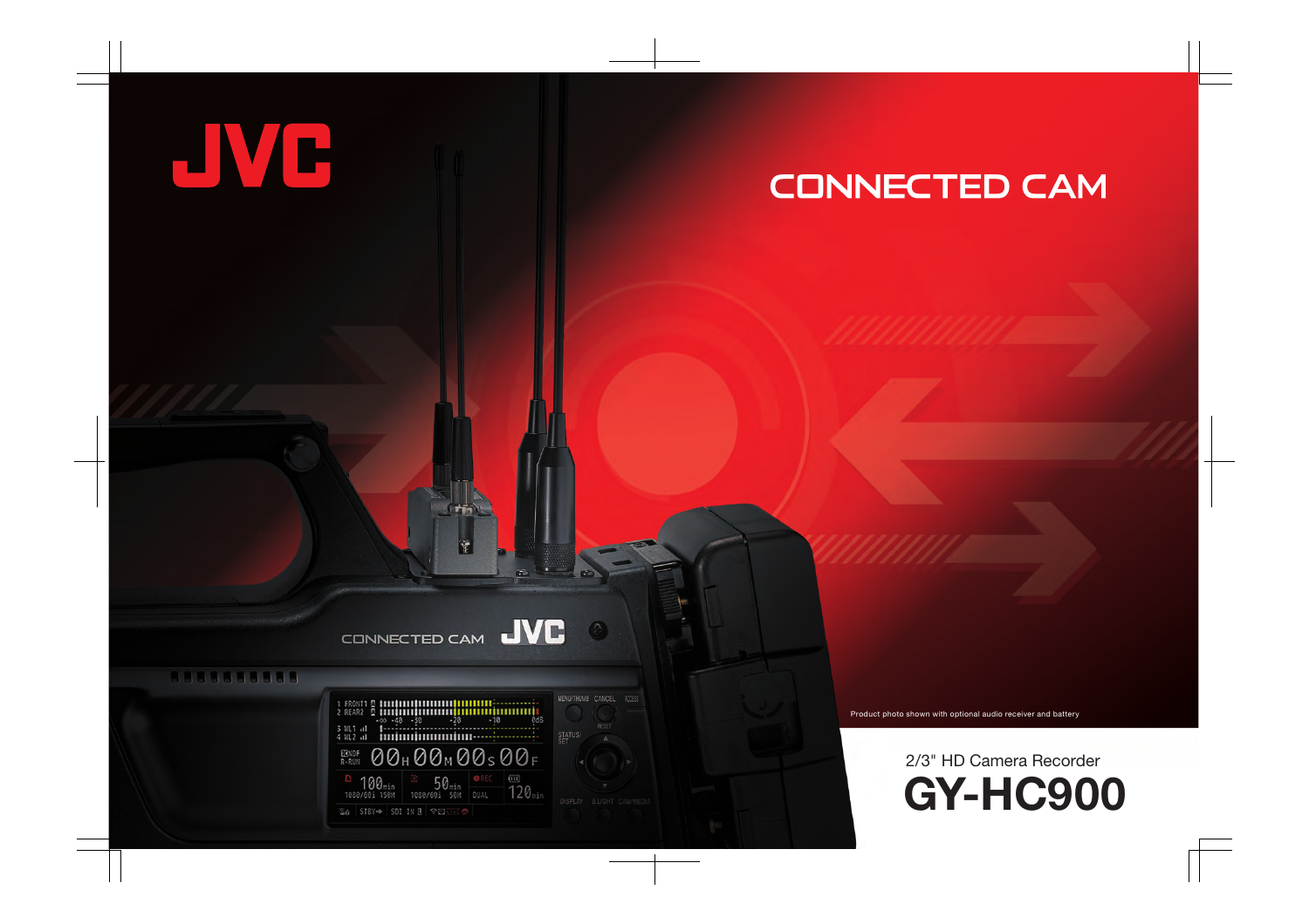JVC

# CONNECTED CAM

Product photo shown with optional audio receiver and battery

2/3" HD Camera Recorder

# GY-HC900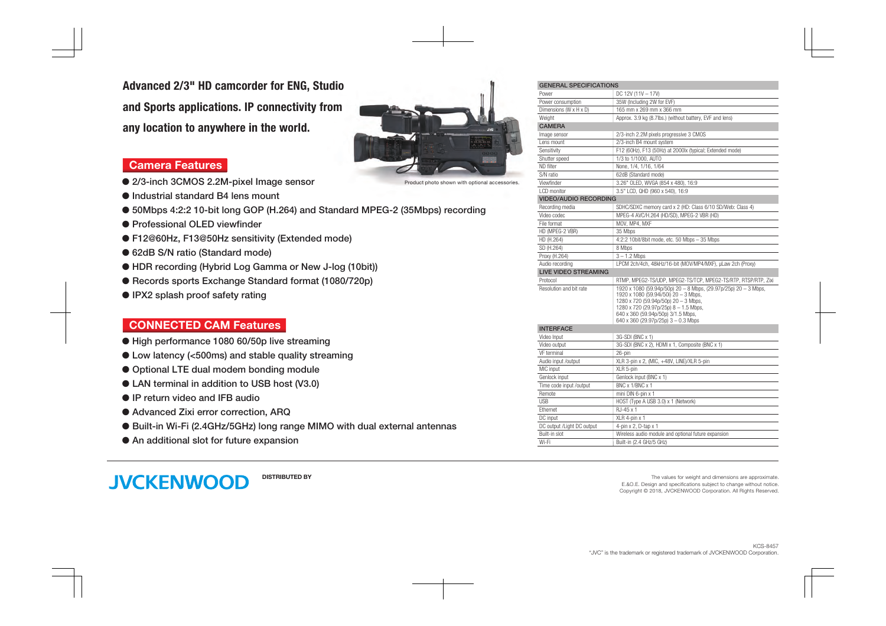**Advanced 2/3" HD camcorder for ENG, Studio and Sports applications. IP connectivity from any location to anywhere in the world.**

Product photo shown with optional accessories.

## Camera Features

- 2/3-inch 3CMOS 2.2M-pixel Image sensor
- Industrial standard B4 lens mount
- 50Mbps 4:2:2 10-bit long GOP (H.264) and Standard MPEG-2 (35Mbps) recording
- Professional OLED viewfinder
- F12@60Hz, F13@50Hz sensitivity (Extended mode)
- 62dB S/N ratio (Standard mode)
- HDR recording (Hybrid Log Gamma or New J-log (10bit))
- Records sports Exchange Standard format (1080/720p)
- IPX2 splash proof safety rating

## CONNECTED CAM Features

- High performance 1080 60/50p live streaming
- Low latency (<500ms) and stable quality streaming
- Optional LTE dual modem bonding module
- LAN terminal in addition to USB host (V3.0)
- IP return video and IFB audio
- Advanced Zixi error correction, ARQ
- Built-in Wi-Fi (2.4GHz/5GHz) long range MIMO with dual external antennas
- An additional slot for future expansion

| GENERAL SPECIFICATIONS | |
|---|---|
| Power | DC 12V (11V – 17V) |
| Power consumption | 35W (Including 2W for EVF) |
| Dimensions (W x H x D) | 165 mm x 269 mm x 366 mm |
| Weight | Approx. 3.9 kg (8.7lbs.) (without battery, EVF and lens) |
| **CAMERA** | |
| Image sensor | 2/3-inch 2.2M pixels progressive 3 CMOS |
| Lens mount | 2/3-inch B4 mount system |
| Sensitivity | F12 (60Hz), F13 (50Hz) at 2000lx (typical; Extended mode) |
| Shutter speed | 1/3 to 1/1000, AUTO |
| ND filter | None, 1/4, 1/16, 1/64 |
| S/N ratio | 62dB (Standard mode) |
| Viewfinder | 3.26" OLED, WVGA (854 x 480), 16:9 |
| LCD monitor | 3.5" LCD, QHD (960 x 540), 16:9 |
| **VIDEO/AUDIO RECORDING** | |
| Recording media | SDHC/SDXC memory card x 2 (HD: Class 6/10 SD/Web: Class 4) |
| Video codec | MPEG-4 AVC/H.264 (HD/SD), MPEG-2 VBR (HD) |
| File format | MOV, MP4, MXF |
| HD (MPEG-2 VBR) | 35 Mbps |
| HD (H.264) | 4:2:2 10bit/8bit mode, etc. 50 Mbps – 35 Mbps |
| SD (H.264) | 8 Mbps |
| Proxy (H.264) | 3 – 1.2 Mbps |
| Audio recording | LPCM 2ch/4ch, 48kHz/16-bit (MOV/MP4/MXF), μLaw 2ch (Proxy) |
| **LIVE VIDEO STREAMING** | |
| Protocol | RTMP, MPEG2-TS/UDP, MPEG2-TS/TCP, MPEG2-TS/RTP, RTSP/RTP, Zixi |
| Resolution and bit rate | 1920 x 1080 (59.94p/50p) 20 – 8 Mbps, (29.97p/25p) 20 – 3 Mbps, 1920 x 1080 (59.94i/50i) 20 – 3 Mbps, 1280 x 720 (59.94p/50p) 20 – 3 Mbps, 1280 x 720 (29.97p/25p) 8 – 1.5 Mbps, 640 x 360 (59.94p/50p) 3/1.5 Mbps, 640 x 360 (29.97p/25p) 3 – 0.3 Mbps |
| **INTERFACE** | |
| Video Input | 3G-SDI (BNC x 1) |
| Video output | 3G-SDI (BNC x 2), HDMI x 1, Composite (BNC x 1) |
| VF terminal | 26-pin |
| Audio input /output | XLR 3-pin x 2, (MIC, +48V, LINE)/XLR 5-pin |
| MIC input | XLR 5-pin |
| Genlock input | Genlock input (BNC x 1) |
| Time code input /output | BNC x 1/BNC x 1 |
| Remote | mini DIN 6-pin x 1 |
| USB | HOST (Type A USB 3.0) x 1 (Network) |
| Ethernet | RJ-45 x 1 |
| DC input | XLR 4-pin x 1 |
| DC output /Light DC output | 4-pin x 2, D-tap x 1 |
| Built-in slot | Wireless audio module and optional future expansion |
| Wi-Fi | Built-in (2.4 GHz/5 GHz) |

JVCKENWOOD

DISTRIBUTED BY

The values for weight and dimensions are approximate.
E.&O.E. Design and specifications subject to change without notice.
Copyright © 2018, JVCKENWOOD Corporation. All Rights Reserved.

KCS-8457
"JVC" is the trademark or registered trademark of JVCKENWOOD Corporation.